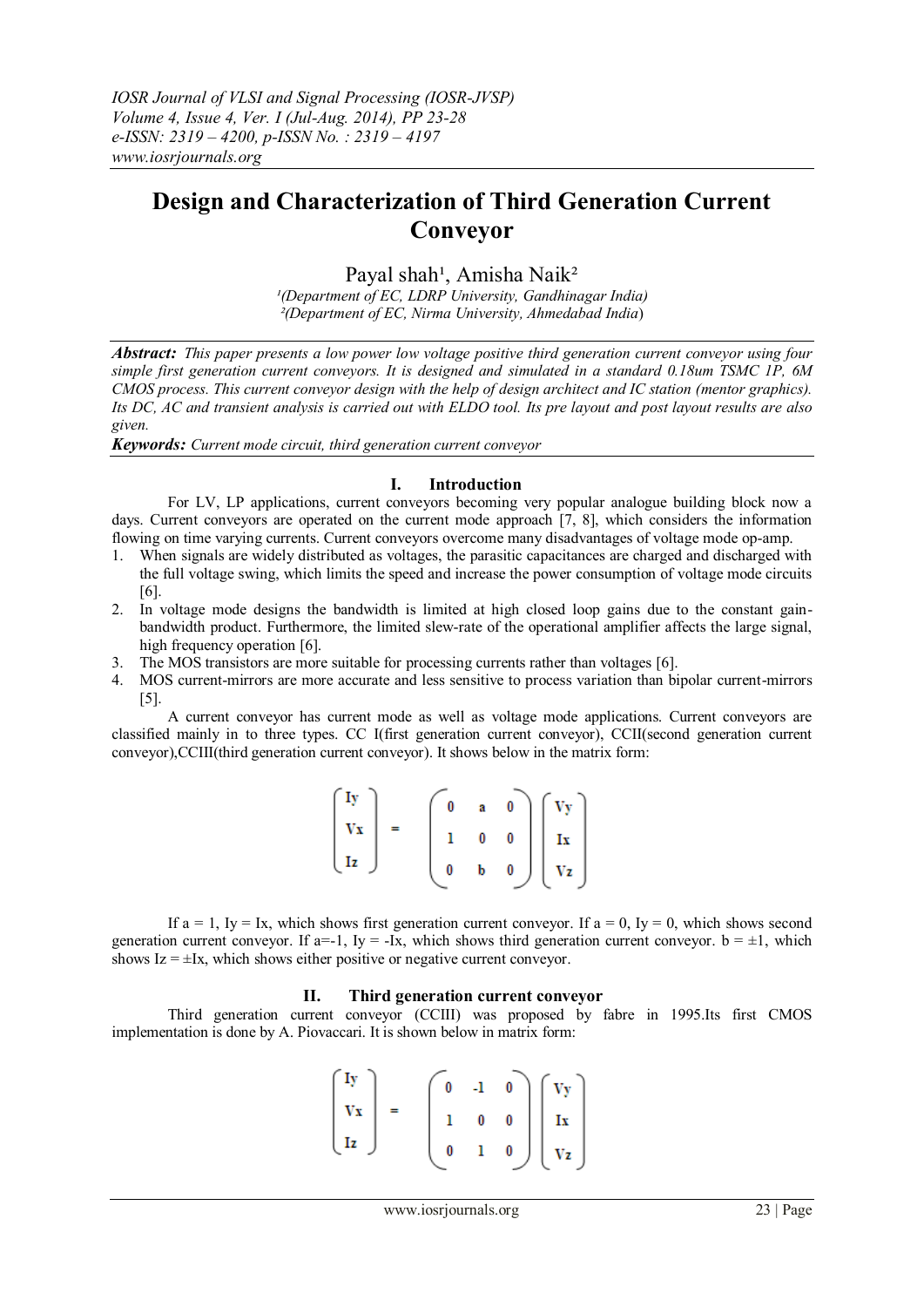# Design and Characterization of Third Generation Current Conveyor

Payal shah[1], Amisha Naik[2]

[1](Department of EC, LDRP University, Gandhinagar India)
[2](Department of EC, Nirma University, Ahmedabad India)

***Abstract:*** *This paper presents a low power low voltage positive third generation current conveyor using four simple first generation current conveyors. It is designed and simulated in a standard 0.18um TSMC 1P, 6M CMOS process. This current conveyor design with the help of design architect and IC station (mentor graphics). Its DC, AC and transient analysis is carried out with ELDO tool. Its pre layout and post layout results are also given.*

***Keywords:*** *Current mode circuit, third generation current conveyor*

## I. Introduction

For LV, LP applications, current conveyors becoming very popular analogue building block now a days. Current conveyors are operated on the current mode approach [7, 8], which considers the information flowing on time varying currents. Current conveyors overcome many disadvantages of voltage mode op-amp.

1. When signals are widely distributed as voltages, the parasitic capacitances are charged and discharged with the full voltage swing, which limits the speed and increase the power consumption of voltage mode circuits [6].
2. In voltage mode designs the bandwidth is limited at high closed loop gains due to the constant gain-bandwidth product. Furthermore, the limited slew-rate of the operational amplifier affects the large signal, high frequency operation [6].
3. The MOS transistors are more suitable for processing currents rather than voltages [6].
4. MOS current-mirrors are more accurate and less sensitive to process variation than bipolar current-mirrors [5].

A current conveyor has current mode as well as voltage mode applications. Current conveyors are classified mainly in to three types. CC I(first generation current conveyor), CCII(second generation current conveyor),CCIII(third generation current conveyor). It shows below in the matrix form:

$$\begin{pmatrix} I_y \\ V_x \\ I_z \end{pmatrix} = \begin{pmatrix} 0 & a & 0 \\ 1 & 0 & 0 \\ 0 & b & 0 \end{pmatrix} \begin{pmatrix} V_y \\ I_x \\ V_z \end{pmatrix}$$

If a = 1, Iy = Ix, which shows first generation current conveyor. If a = 0, Iy = 0, which shows second generation current conveyor. If a=-1, Iy = -Ix, which shows third generation current conveyor. b = ±1, which shows Iz = ±Ix, which shows either positive or negative current conveyor.

## II. Third generation current conveyor

Third generation current conveyor (CCIII) was proposed by fabre in 1995.Its first CMOS implementation is done by A. Piovaccari. It is shown below in matrix form:

$$\begin{pmatrix} I_y \\ V_x \\ I_z \end{pmatrix} = \begin{pmatrix} 0 & -1 & 0 \\ 1 & 0 & 0 \\ 0 & 1 & 0 \end{pmatrix} \begin{pmatrix} V_y \\ I_x \\ V_z \end{pmatrix}$$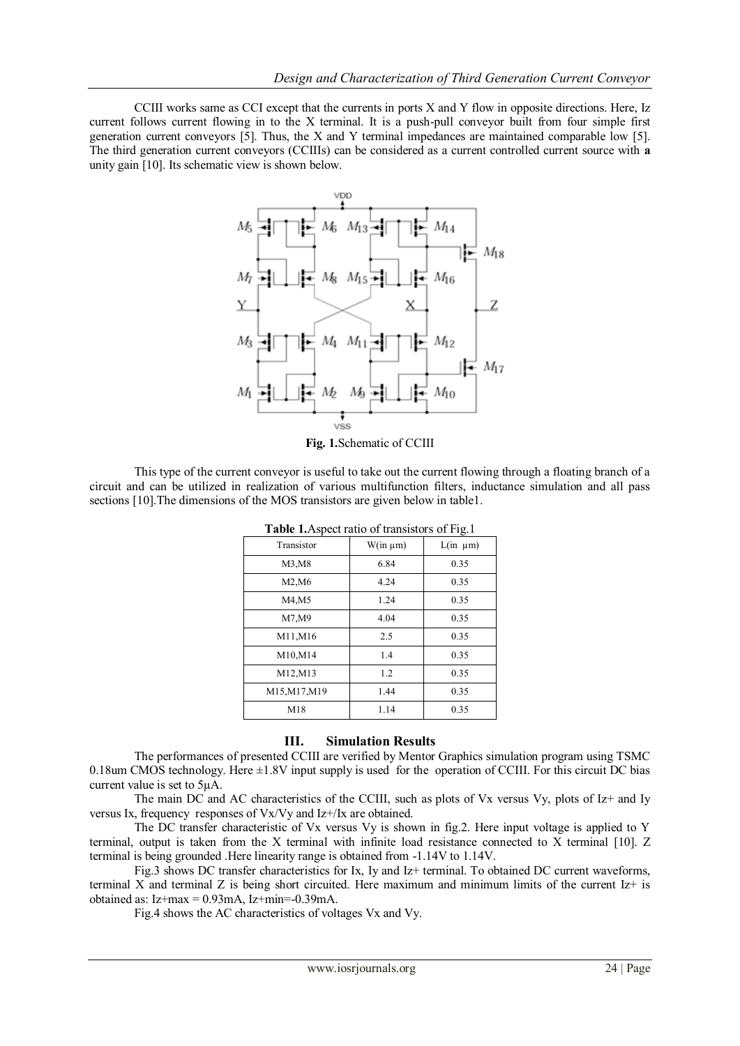CCIII works same as CCI except that the currents in ports X and Y flow in opposite directions. Here, Iz current follows current flowing in to the X terminal. It is a push-pull conveyor built from four simple first generation current conveyors [5]. Thus, the X and Y terminal impedances are maintained comparable low [5]. The third generation current conveyors (CCIIIs) can be considered as a current controlled current source with **a** unity gain [10]. Its schematic view is shown below.

**Fig. 1.** Schematic of CCIII

This type of the current conveyor is useful to take out the current flowing through a floating branch of a circuit and can be utilized in realization of various multifunction filters, inductance simulation and all pass sections [10]. The dimensions of the MOS transistors are given below in table1.

**Table 1.** Aspect ratio of transistors of Fig.1

| Transistor | W(in μm) | L(in μm) |
|---|---|---|
| M3,M8 | 6.84 | 0.35 |
| M2,M6 | 4.24 | 0.35 |
| M4,M5 | 1.24 | 0.35 |
| M7,M9 | 4.04 | 0.35 |
| M11,M16 | 2.5 | 0.35 |
| M10,M14 | 1.4 | 0.35 |
| M12,M13 | 1.2 | 0.35 |
| M15,M17,M19 | 1.44 | 0.35 |
| M18 | 1.14 | 0.35 |

## III. Simulation Results

The performances of presented CCIII are verified by Mentor Graphics simulation program using TSMC 0.18um CMOS technology. Here ±1.8V input supply is used for the operation of CCIII. For this circuit DC bias current value is set to 5μA.

The main DC and AC characteristics of the CCIII, such as plots of Vx versus Vy, plots of Iz+ and Iy versus Ix, frequency responses of Vx/Vy and Iz+/Ix are obtained.

The DC transfer characteristic of Vx versus Vy is shown in fig.2. Here input voltage is applied to Y terminal, output is taken from the X terminal with infinite load resistance connected to X terminal [10]. Z terminal is being grounded .Here linearity range is obtained from -1.14V to 1.14V.

Fig.3 shows DC transfer characteristics for Ix, Iy and Iz+ terminal. To obtained DC current waveforms, terminal X and terminal Z is being short circuited. Here maximum and minimum limits of the current Iz+ is obtained as: Iz+max = 0.93mA, Iz+min=-0.39mA.

Fig.4 shows the AC characteristics of voltages Vx and Vy.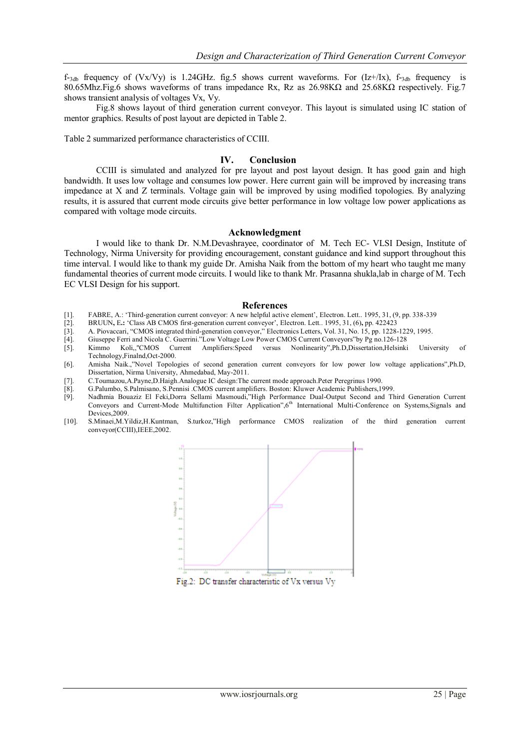$f_{-3db}$ frequency of (Vx/Vy) is 1.24GHz. fig.5 shows current waveforms. For (Iz+/Ix), $f_{-3db}$ frequency is 80.65Mhz.Fig.6 shows waveforms of trans impedance Rx, Rz as 26.98KΩ and 25.68KΩ respectively. Fig.7 shows transient analysis of voltages Vx, Vy.

Fig.8 shows layout of third generation current conveyor. This layout is simulated using IC station of mentor graphics. Results of post layout are depicted in Table 2.

Table 2 summarized performance characteristics of CCIII.

## IV. Conclusion

CCIII is simulated and analyzed for pre layout and post layout design. It has good gain and high bandwidth. It uses low voltage and consumes low power. Here current gain will be improved by increasing trans impedance at X and Z terminals. Voltage gain will be improved by using modified topologies. By analyzing results, it is assured that current mode circuits give better performance in low voltage low power applications as compared with voltage mode circuits.

## Acknowledgment

I would like to thank Dr. N.M.Devashrayee, coordinator of M. Tech EC- VLSI Design, Institute of Technology, Nirma University for providing encouragement, constant guidance and kind support throughout this time interval. I would like to thank my guide Dr. Amisha Naik from the bottom of my heart who taught me many fundamental theories of current mode circuits. I would like to thank Mr. Prasanna shukla,lab in charge of M. Tech EC VLSI Design for his support.

## References

[1]. FABRE, A.: 'Third-generation current conveyor: A new helpful active element', Electron. Lett.. 1995, 31, (9, pp. 338-339

[2]. BRUUN, E.: 'Class AB CMOS first-generation current conveyor', Electron. Lett.. 1995, 31, (6), pp. 422423

[3]. A. Piovaccari, "CMOS integrated third-generation conveyor," Electronics Letters, Vol. 31, No. 15, pp. 1228-1229, 1995.

[4]. Giuseppe Ferri and Nicola C. Guerrini."Low Voltage Low Power CMOS Current Conveyors"by Pg no.126-128

[5]. Kimmo Koli,,"CMOS Current Amplifiers:Speed versus Nonlinearity",Ph.D,Dissertation,Helsinki University of Technology,Finalnd,Oct-2000.

[6]. Amisha Naik.,"Novel Topologies of second generation current conveyors for low power low voltage applications",Ph.D, Dissertation, Nirma University, Ahmedabad, May-2011.

[7]. C.Toumazou,A.Payne,D.Haigh.Analogue IC design:The current mode approach.Peter Peregrinus 1990.

[8]. G.Palumbo, S.Palmisano, S.Pennisi .CMOS current amplifiers. Boston: Kluwer Academic Publishers,1999.

[9]. Nadhmia Bouaziz El Feki,Dorra Sellami Masmoudi,"High Performance Dual-Output Second and Third Generation Current Conveyors and Current-Mode Multifunction Filter Application",6th International Multi-Conference on Systems,Signals and Devices,2009.

[10]. S.Minaei,M.Yildiz,H.Kuntman, S.turkoz,"High performance CMOS realization of the third generation current conveyor(CCIII),IEEE,2002.

Fig.2: DC transfer characteristic of Vx versus Vy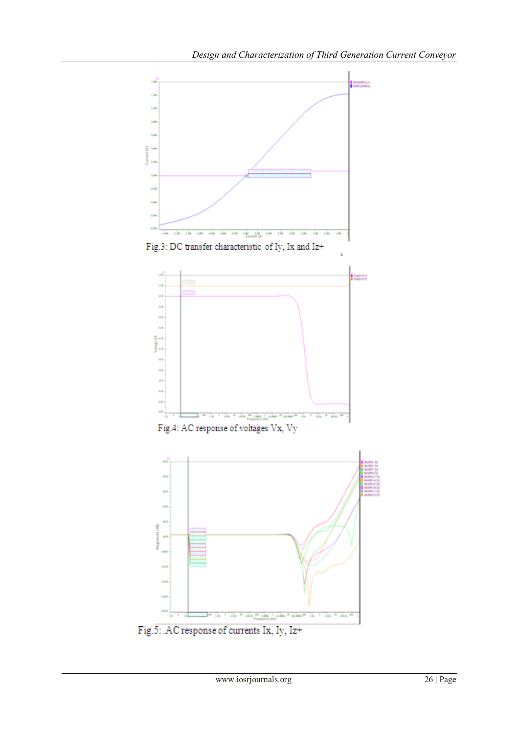Fig.3: DC transfer characteristic of Iy, Ix and Iz+

Fig.4: AC response of voltages Vx, Vy

Fig.5: AC response of currents Ix, Iy, Iz+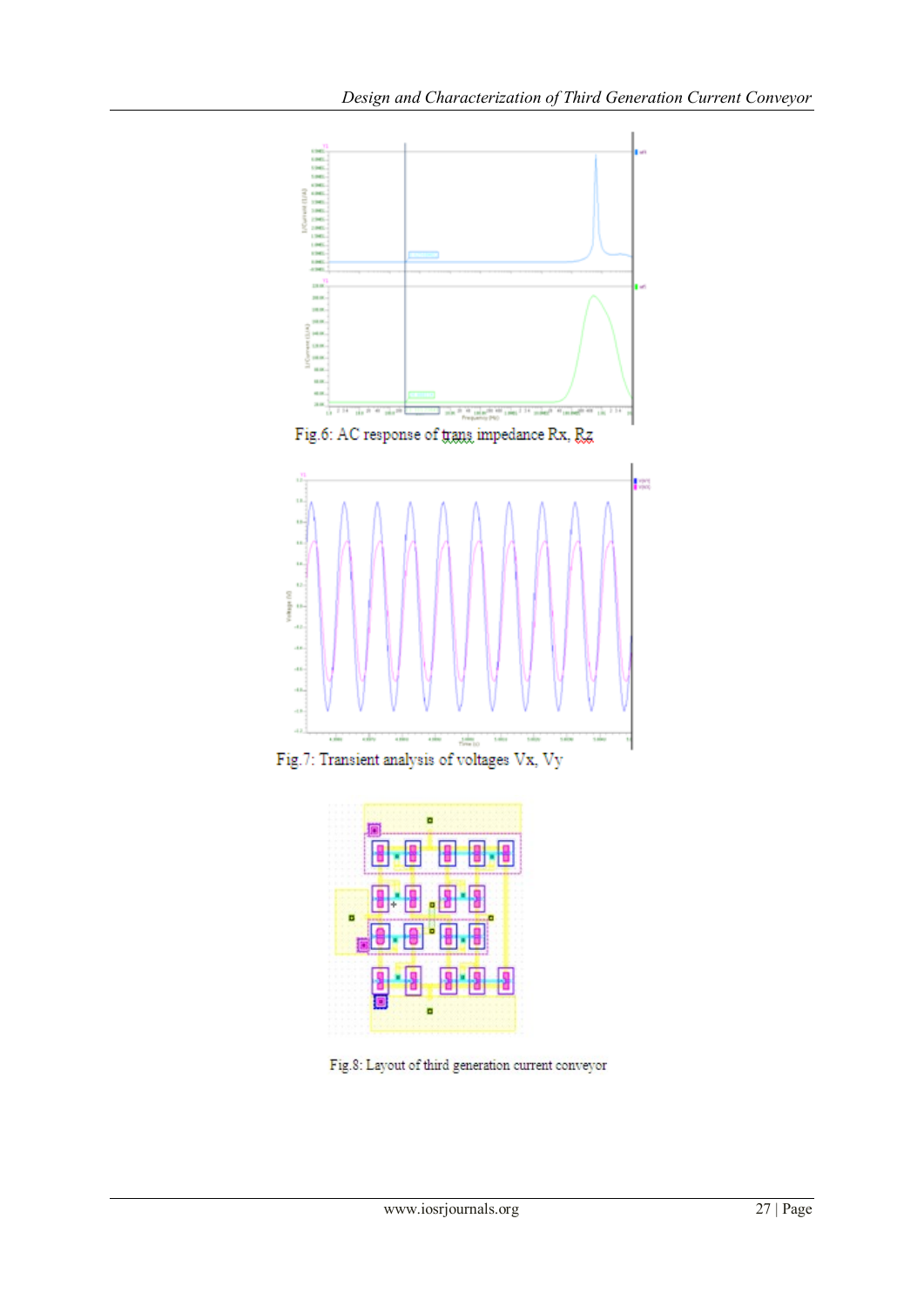Fig.6: AC response of trans impedance Rx, Rz

Fig.7: Transient analysis of voltages Vx, Vy

Fig.8: Layout of third generation current conveyor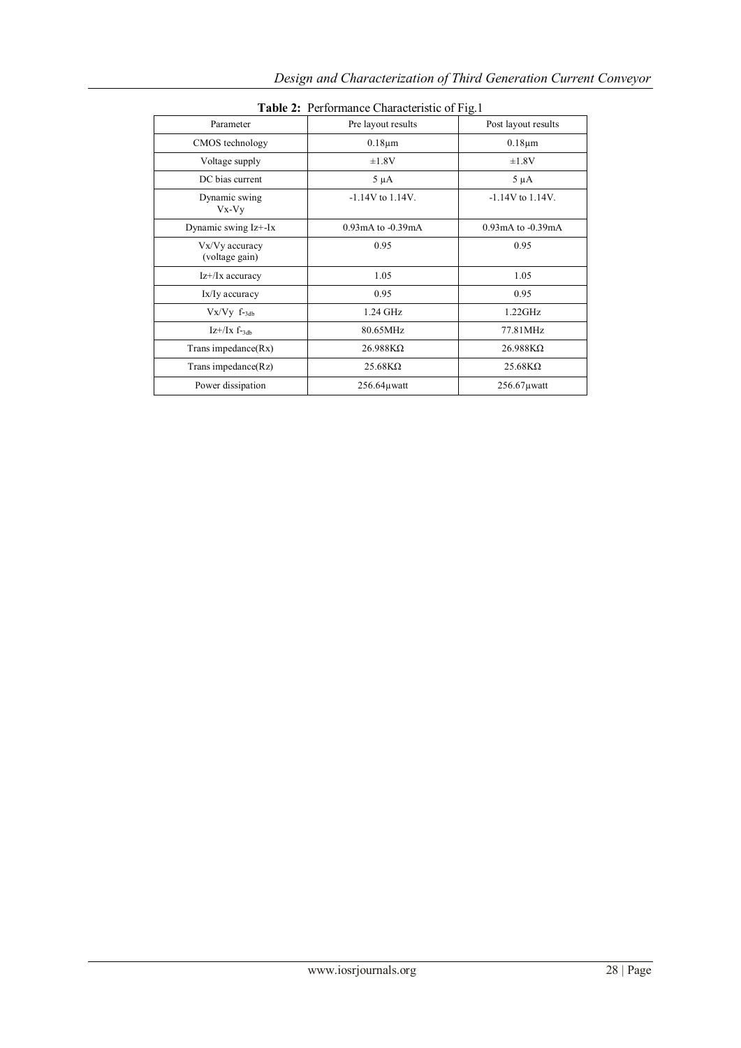**Table 2:** Performance Characteristic of Fig.1

| Parameter | Pre layout results | Post layout results |
|---|---|---|
| CMOS technology | 0.18μm | 0.18μm |
| Voltage supply | ±1.8V | ±1.8V |
| DC bias current | 5 μA | 5 μA |
| Dynamic swing Vx-Vy | -1.14V to 1.14V. | -1.14V to 1.14V. |
| Dynamic swing Iz+-Ix | 0.93mA to -0.39mA | 0.93mA to -0.39mA |
| Vx/Vy accuracy (voltage gain) | 0.95 | 0.95 |
| Iz+/Ix accuracy | 1.05 | 1.05 |
| Ix/Iy accuracy | 0.95 | 0.95 |
| Vx/Vy $f_{-3db}$ | 1.24 GHz | 1.22GHz |
| Iz+/Ix $f_{-3db}$ | 80.65MHz | 77.81MHz |
| Trans impedance(Rx) | 26.988KΩ | 26.988KΩ |
| Trans impedance(Rz) | 25.68KΩ | 25.68KΩ |
| Power dissipation | 256.64μwatt | 256.67μwatt |